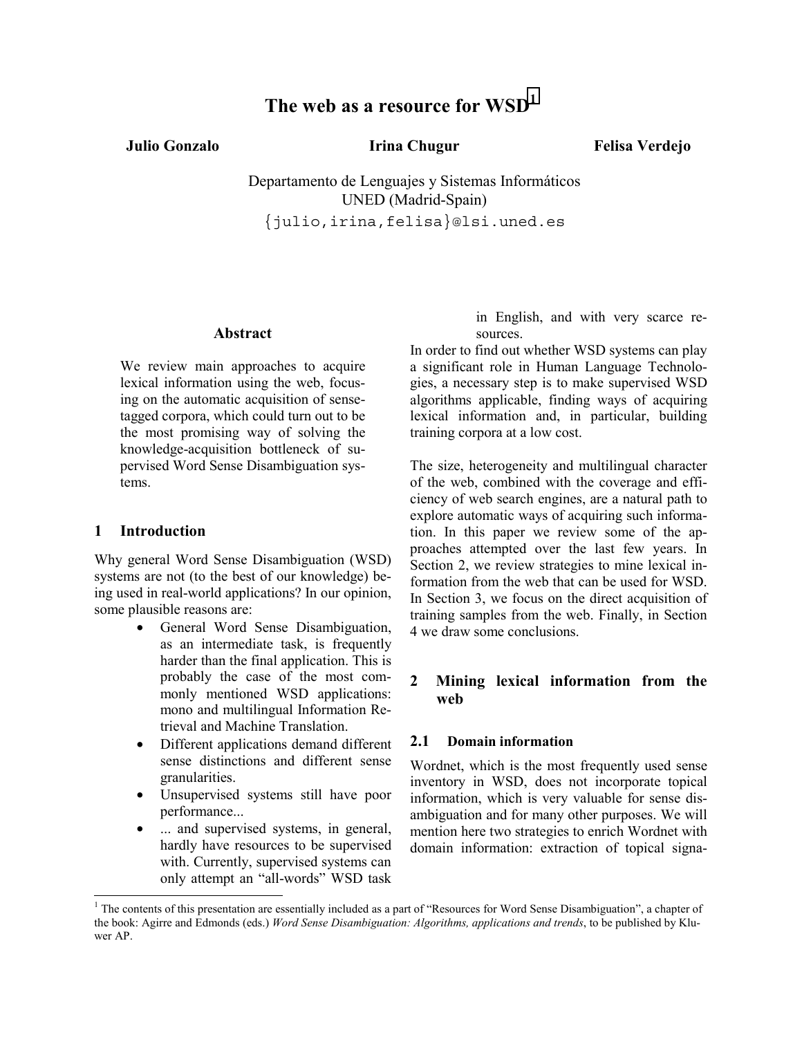# The web as a resource for WSD[1]

**Julio Gonzalo** **Irina Chugur** **Felisa Verdejo**

Departamento de Lenguajes y Sistemas Informáticos
UNED (Madrid-Spain)
{julio,irina,felisa}@lsi.uned.es

## Abstract

We review main approaches to acquire lexical information using the web, focusing on the automatic acquisition of sense-tagged corpora, which could turn out to be the most promising way of solving the knowledge-acquisition bottleneck of supervised Word Sense Disambiguation systems.

## 1 Introduction

Why general Word Sense Disambiguation (WSD) systems are not (to the best of our knowledge) being used in real-world applications? In our opinion, some plausible reasons are:

- General Word Sense Disambiguation, as an intermediate task, is frequently harder than the final application. This is probably the case of the most commonly mentioned WSD applications: mono and multilingual Information Retrieval and Machine Translation.
- Different applications demand different sense distinctions and different sense granularities.
- Unsupervised systems still have poor performance...
- ... and supervised systems, in general, hardly have resources to be supervised with. Currently, supervised systems can only attempt an "all-words" WSD task in English, and with very scarce resources.

In order to find out whether WSD systems can play a significant role in Human Language Technologies, a necessary step is to make supervised WSD algorithms applicable, finding ways of acquiring lexical information and, in particular, building training corpora at a low cost.

The size, heterogeneity and multilingual character of the web, combined with the coverage and efficiency of web search engines, are a natural path to explore automatic ways of acquiring such information. In this paper we review some of the approaches attempted over the last few years. In Section 2, we review strategies to mine lexical information from the web that can be used for WSD. In Section 3, we focus on the direct acquisition of training samples from the web. Finally, in Section 4 we draw some conclusions.

## 2 Mining lexical information from the web

### 2.1 Domain information

Wordnet, which is the most frequently used sense inventory in WSD, does not incorporate topical information, which is very valuable for sense disambiguation and for many other purposes. We will mention here two strategies to enrich Wordnet with domain information: extraction of topical signa-

[1] The contents of this presentation are essentially included as a part of "Resources for Word Sense Disambiguation", a chapter of the book: Agirre and Edmonds (eds.) *Word Sense Disambiguation: Algorithms, applications and trends*, to be published by Kluwer AP.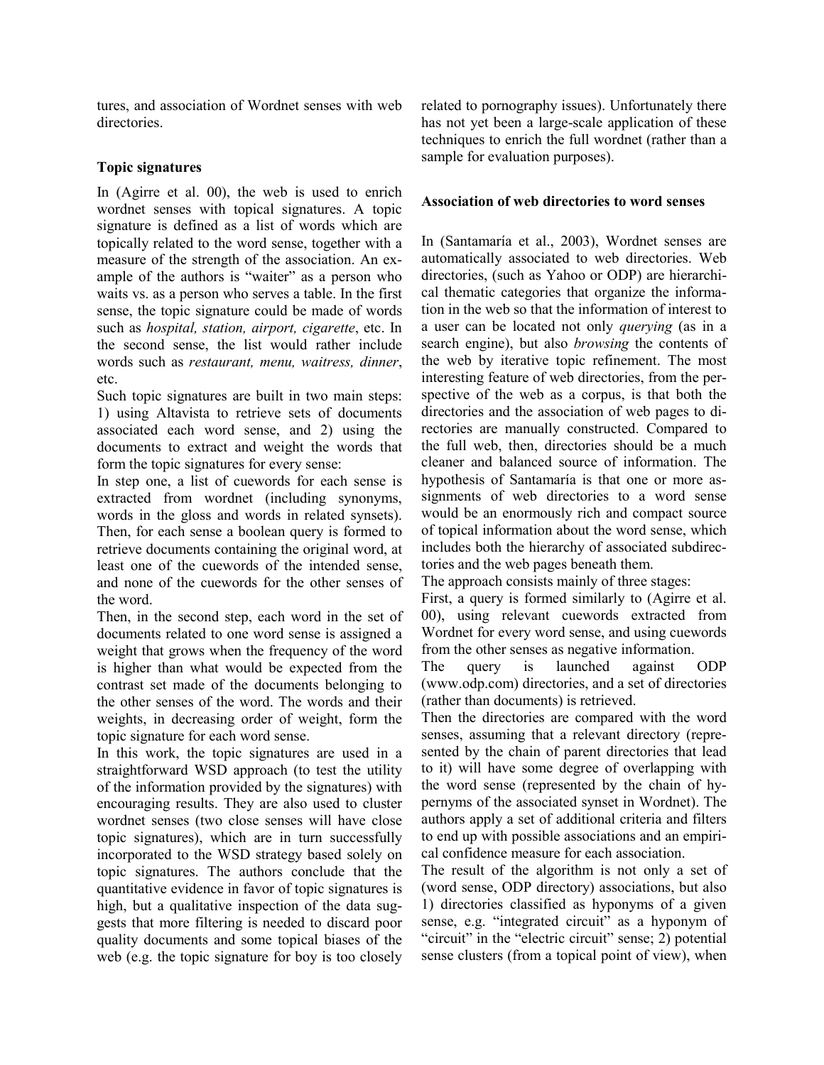tures, and association of Wordnet senses with web directories.

### Topic signatures

In (Agirre et al. 00), the web is used to enrich wordnet senses with topical signatures. A topic signature is defined as a list of words which are topically related to the word sense, together with a measure of the strength of the association. An example of the authors is "waiter" as a person who waits vs. as a person who serves a table. In the first sense, the topic signature could be made of words such as *hospital, station, airport, cigarette*, etc. In the second sense, the list would rather include words such as *restaurant, menu, waitress, dinner*, etc.

Such topic signatures are built in two main steps: 1) using Altavista to retrieve sets of documents associated each word sense, and 2) using the documents to extract and weight the words that form the topic signatures for every sense:

In step one, a list of cuewords for each sense is extracted from wordnet (including synonyms, words in the gloss and words in related synsets). Then, for each sense a boolean query is formed to retrieve documents containing the original word, at least one of the cuewords of the intended sense, and none of the cuewords for the other senses of the word.

Then, in the second step, each word in the set of documents related to one word sense is assigned a weight that grows when the frequency of the word is higher than what would be expected from the contrast set made of the documents belonging to the other senses of the word. The words and their weights, in decreasing order of weight, form the topic signature for each word sense.

In this work, the topic signatures are used in a straightforward WSD approach (to test the utility of the information provided by the signatures) with encouraging results. They are also used to cluster wordnet senses (two close senses will have close topic signatures), which are in turn successfully incorporated to the WSD strategy based solely on topic signatures. The authors conclude that the quantitative evidence in favor of topic signatures is high, but a qualitative inspection of the data suggests that more filtering is needed to discard poor quality documents and some topical biases of the web (e.g. the topic signature for boy is too closely related to pornography issues). Unfortunately there has not yet been a large-scale application of these techniques to enrich the full wordnet (rather than a sample for evaluation purposes).

### Association of web directories to word senses

In (Santamaría et al., 2003), Wordnet senses are automatically associated to web directories. Web directories, (such as Yahoo or ODP) are hierarchical thematic categories that organize the information in the web so that the information of interest to a user can be located not only *querying* (as in a search engine), but also *browsing* the contents of the web by iterative topic refinement. The most interesting feature of web directories, from the perspective of the web as a corpus, is that both the directories and the association of web pages to directories are manually constructed. Compared to the full web, then, directories should be a much cleaner and balanced source of information. The hypothesis of Santamaría is that one or more assignments of web directories to a word sense would be an enormously rich and compact source of topical information about the word sense, which includes both the hierarchy of associated subdirectories and the web pages beneath them.

The approach consists mainly of three stages:

First, a query is formed similarly to (Agirre et al. 00), using relevant cuewords extracted from Wordnet for every word sense, and using cuewords from the other senses as negative information.

The query is launched against ODP (www.odp.com) directories, and a set of directories (rather than documents) is retrieved.

Then the directories are compared with the word senses, assuming that a relevant directory (represented by the chain of parent directories that lead to it) will have some degree of overlapping with the word sense (represented by the chain of hypernyms of the associated synset in Wordnet). The authors apply a set of additional criteria and filters to end up with possible associations and an empirical confidence measure for each association.

The result of the algorithm is not only a set of (word sense, ODP directory) associations, but also 1) directories classified as hyponyms of a given sense, e.g. "integrated circuit" as a hyponym of "circuit" in the "electric circuit" sense; 2) potential sense clusters (from a topical point of view), when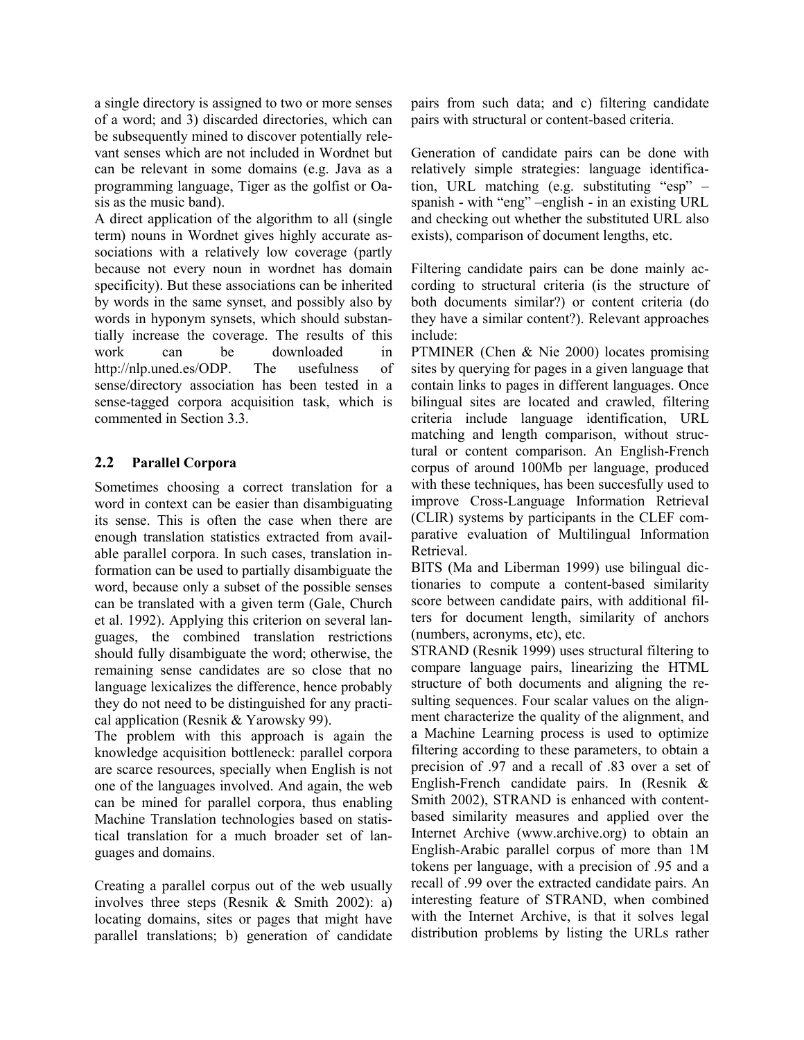a single directory is assigned to two or more senses of a word; and 3) discarded directories, which can be subsequently mined to discover potentially relevant senses which are not included in Wordnet but can be relevant in some domains (e.g. Java as a programming language, Tiger as the golfist or Oasis as the music band).

A direct application of the algorithm to all (single term) nouns in Wordnet gives highly accurate associations with a relatively low coverage (partly because not every noun in wordnet has domain specificity). But these associations can be inherited by words in the same synset, and possibly also by words in hyponym synsets, which should substantially increase the coverage. The results of this work can be downloaded in http://nlp.uned.es/ODP. The usefulness of sense/directory association has been tested in a sense-tagged corpora acquisition task, which is commented in Section 3.3.

## 2.2 Parallel Corpora

Sometimes choosing a correct translation for a word in context can be easier than disambiguating its sense. This is often the case when there are enough translation statistics extracted from available parallel corpora. In such cases, translation information can be used to partially disambiguate the word, because only a subset of the possible senses can be translated with a given term (Gale, Church et al. 1992). Applying this criterion on several languages, the combined translation restrictions should fully disambiguate the word; otherwise, the remaining sense candidates are so close that no language lexicalizes the difference, hence probably they do not need to be distinguished for any practical application (Resnik & Yarowsky 99).

The problem with this approach is again the knowledge acquisition bottleneck: parallel corpora are scarce resources, specially when English is not one of the languages involved. And again, the web can be mined for parallel corpora, thus enabling Machine Translation technologies based on statistical translation for a much broader set of languages and domains.

Creating a parallel corpus out of the web usually involves three steps (Resnik & Smith 2002): a) locating domains, sites or pages that might have parallel translations; b) generation of candidate pairs from such data; and c) filtering candidate pairs with structural or content-based criteria.

Generation of candidate pairs can be done with relatively simple strategies: language identification, URL matching (e.g. substituting "esp" – spanish - with "eng" –english - in an existing URL and checking out whether the substituted URL also exists), comparison of document lengths, etc.

Filtering candidate pairs can be done mainly according to structural criteria (is the structure of both documents similar?) or content criteria (do they have a similar content?). Relevant approaches include:

PTMINER (Chen & Nie 2000) locates promising sites by querying for pages in a given language that contain links to pages in different languages. Once bilingual sites are located and crawled, filtering criteria include language identification, URL matching and length comparison, without structural or content comparison. An English-French corpus of around 100Mb per language, produced with these techniques, has been succesfully used to improve Cross-Language Information Retrieval (CLIR) systems by participants in the CLEF comparative evaluation of Multilingual Information Retrieval.

BITS (Ma and Liberman 1999) use bilingual dictionaries to compute a content-based similarity score between candidate pairs, with additional filters for document length, similarity of anchors (numbers, acronyms, etc), etc.

STRAND (Resnik 1999) uses structural filtering to compare language pairs, linearizing the HTML structure of both documents and aligning the resulting sequences. Four scalar values on the alignment characterize the quality of the alignment, and a Machine Learning process is used to optimize filtering according to these parameters, to obtain a precision of .97 and a recall of .83 over a set of English-French candidate pairs. In (Resnik & Smith 2002), STRAND is enhanced with content-based similarity measures and applied over the Internet Archive (www.archive.org) to obtain an English-Arabic parallel corpus of more than 1M tokens per language, with a precision of .95 and a recall of .99 over the extracted candidate pairs. An interesting feature of STRAND, when combined with the Internet Archive, is that it solves legal distribution problems by listing the URLs rather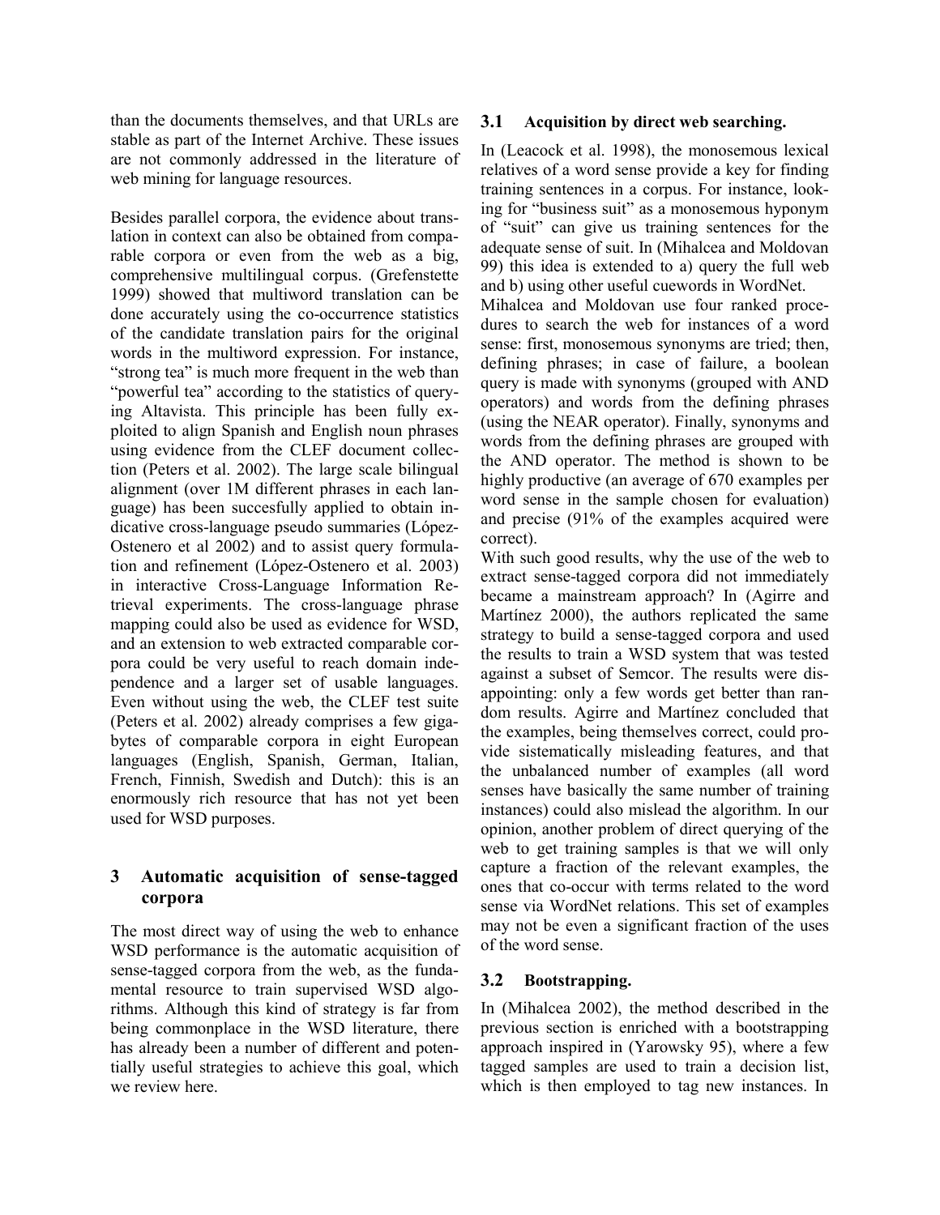than the documents themselves, and that URLs are stable as part of the Internet Archive. These issues are not commonly addressed in the literature of web mining for language resources.

Besides parallel corpora, the evidence about translation in context can also be obtained from comparable corpora or even from the web as a big, comprehensive multilingual corpus. (Grefenstette 1999) showed that multiword translation can be done accurately using the co-occurrence statistics of the candidate translation pairs for the original words in the multiword expression. For instance, "strong tea" is much more frequent in the web than "powerful tea" according to the statistics of querying Altavista. This principle has been fully exploited to align Spanish and English noun phrases using evidence from the CLEF document collection (Peters et al. 2002). The large scale bilingual alignment (over 1M different phrases in each language) has been succesfully applied to obtain indicative cross-language pseudo summaries (López-Ostenero et al 2002) and to assist query formulation and refinement (López-Ostenero et al. 2003) in interactive Cross-Language Information Retrieval experiments. The cross-language phrase mapping could also be used as evidence for WSD, and an extension to web extracted comparable corpora could be very useful to reach domain independence and a larger set of usable languages. Even without using the web, the CLEF test suite (Peters et al. 2002) already comprises a few gigabytes of comparable corpora in eight European languages (English, Spanish, German, Italian, French, Finnish, Swedish and Dutch): this is an enormously rich resource that has not yet been used for WSD purposes.

## 3 Automatic acquisition of sense-tagged corpora

The most direct way of using the web to enhance WSD performance is the automatic acquisition of sense-tagged corpora from the web, as the fundamental resource to train supervised WSD algorithms. Although this kind of strategy is far from being commonplace in the WSD literature, there has already been a number of different and potentially useful strategies to achieve this goal, which we review here.

### 3.1 Acquisition by direct web searching.

In (Leacock et al. 1998), the monosemous lexical relatives of a word sense provide a key for finding training sentences in a corpus. For instance, looking for "business suit" as a monosemous hyponym of "suit" can give us training sentences for the adequate sense of suit. In (Mihalcea and Moldovan 99) this idea is extended to a) query the full web and b) using other useful cuewords in WordNet.

Mihalcea and Moldovan use four ranked procedures to search the web for instances of a word sense: first, monosemous synonyms are tried; then, defining phrases; in case of failure, a boolean query is made with synonyms (grouped with AND operators) and words from the defining phrases (using the NEAR operator). Finally, synonyms and words from the defining phrases are grouped with the AND operator. The method is shown to be highly productive (an average of 670 examples per word sense in the sample chosen for evaluation) and precise (91% of the examples acquired were correct).

With such good results, why the use of the web to extract sense-tagged corpora did not immediately became a mainstream approach? In (Agirre and Martínez 2000), the authors replicated the same strategy to build a sense-tagged corpora and used the results to train a WSD system that was tested against a subset of Semcor. The results were disappointing: only a few words get better than random results. Agirre and Martínez concluded that the examples, being themselves correct, could provide sistematically misleading features, and that the unbalanced number of examples (all word senses have basically the same number of training instances) could also mislead the algorithm. In our opinion, another problem of direct querying of the web to get training samples is that we will only capture a fraction of the relevant examples, the ones that co-occur with terms related to the word sense via WordNet relations. This set of examples may not be even a significant fraction of the uses of the word sense.

### 3.2 Bootstrapping.

In (Mihalcea 2002), the method described in the previous section is enriched with a bootstrapping approach inspired in (Yarowsky 95), where a few tagged samples are used to train a decision list, which is then employed to tag new instances. In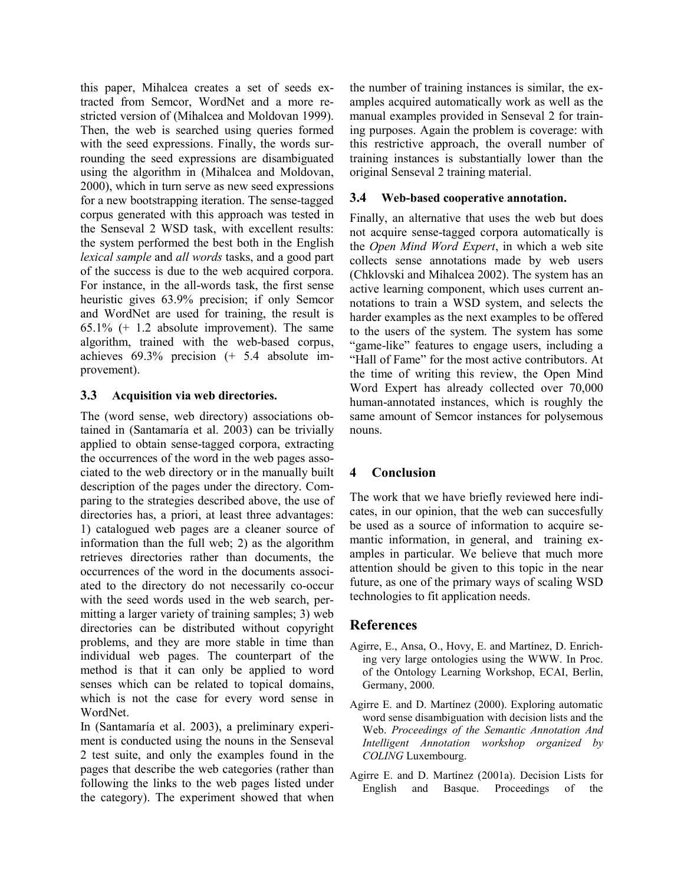this paper, Mihalcea creates a set of seeds extracted from Semcor, WordNet and a more restricted version of (Mihalcea and Moldovan 1999). Then, the web is searched using queries formed with the seed expressions. Finally, the words surrounding the seed expressions are disambiguated using the algorithm in (Mihalcea and Moldovan, 2000), which in turn serve as new seed expressions for a new bootstrapping iteration. The sense-tagged corpus generated with this approach was tested in the Senseval 2 WSD task, with excellent results: the system performed the best both in the English *lexical sample* and *all words* tasks, and a good part of the success is due to the web acquired corpora. For instance, in the all-words task, the first sense heuristic gives 63.9% precision; if only Semcor and WordNet are used for training, the result is 65.1% (+ 1.2 absolute improvement). The same algorithm, trained with the web-based corpus, achieves 69.3% precision (+ 5.4 absolute improvement).

### 3.3 Acquisition via web directories.

The (word sense, web directory) associations obtained in (Santamaría et al. 2003) can be trivially applied to obtain sense-tagged corpora, extracting the occurrences of the word in the web pages associated to the web directory or in the manually built description of the pages under the directory. Comparing to the strategies described above, the use of directories has, a priori, at least three advantages: 1) catalogued web pages are a cleaner source of information than the full web; 2) as the algorithm retrieves directories rather than documents, the occurrences of the word in the documents associated to the directory do not necessarily co-occur with the seed words used in the web search, permitting a larger variety of training samples; 3) web directories can be distributed without copyright problems, and they are more stable in time than individual web pages. The counterpart of the method is that it can only be applied to word senses which can be related to topical domains, which is not the case for every word sense in WordNet.

In (Santamaría et al. 2003), a preliminary experiment is conducted using the nouns in the Senseval 2 test suite, and only the examples found in the pages that describe the web categories (rather than following the links to the web pages listed under the category). The experiment showed that when the number of training instances is similar, the examples acquired automatically work as well as the manual examples provided in Senseval 2 for training purposes. Again the problem is coverage: with this restrictive approach, the overall number of training instances is substantially lower than the original Senseval 2 training material.

### 3.4 Web-based cooperative annotation.

Finally, an alternative that uses the web but does not acquire sense-tagged corpora automatically is the *Open Mind Word Expert*, in which a web site collects sense annotations made by web users (Chklovski and Mihalcea 2002). The system has an active learning component, which uses current annotations to train a WSD system, and selects the harder examples as the next examples to be offered to the users of the system. The system has some "game-like" features to engage users, including a "Hall of Fame" for the most active contributors. At the time of writing this review, the Open Mind Word Expert has already collected over 70,000 human-annotated instances, which is roughly the same amount of Semcor instances for polysemous nouns.

## 4 Conclusion

The work that we have briefly reviewed here indicates, in our opinion, that the web can succesfully be used as a source of information to acquire semantic information, in general, and training examples in particular. We believe that much more attention should be given to this topic in the near future, as one of the primary ways of scaling WSD technologies to fit application needs.

## References

Agirre, E., Ansa, O., Hovy, E. and Martínez, D. Enriching very large ontologies using the WWW. In Proc. of the Ontology Learning Workshop, ECAI, Berlin, Germany, 2000.

Agirre E. and D. Martínez (2000). Exploring automatic word sense disambiguation with decision lists and the Web. *Proceedings of the Semantic Annotation And Intelligent Annotation workshop organized by COLING* Luxembourg.

Agirre E. and D. Martínez (2001a). Decision Lists for English and Basque. Proceedings of the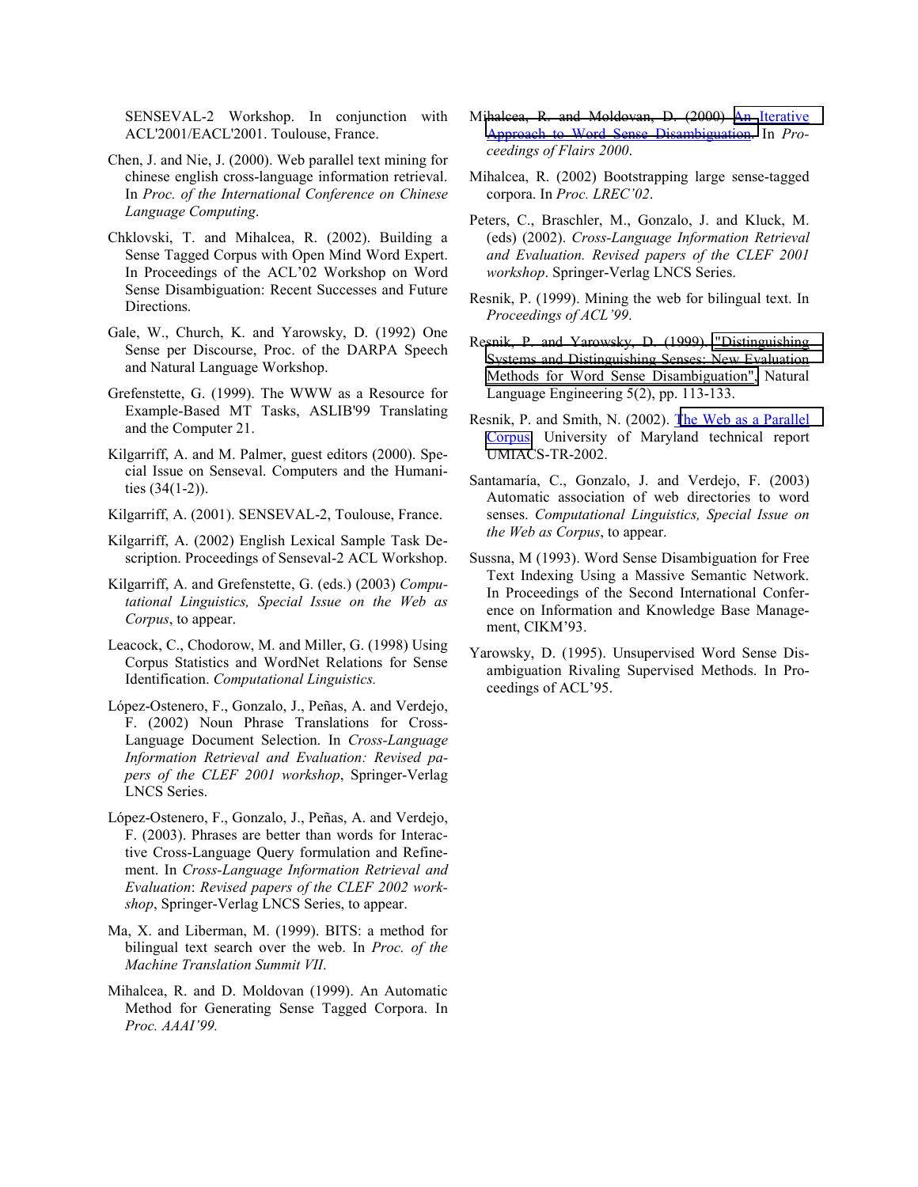SENSEVAL-2 Workshop. In conjunction with ACL'2001/EACL'2001. Toulouse, France.

Chen, J. and Nie, J. (2000). Web parallel text mining for chinese english cross-language information retrieval. In *Proc. of the International Conference on Chinese Language Computing*.

Chklovski, T. and Mihalcea, R. (2002). Building a Sense Tagged Corpus with Open Mind Word Expert. In Proceedings of the ACL'02 Workshop on Word Sense Disambiguation: Recent Successes and Future Directions.

Gale, W., Church, K. and Yarowsky, D. (1992) One Sense per Discourse, Proc. of the DARPA Speech and Natural Language Workshop.

Grefenstette, G. (1999). The WWW as a Resource for Example-Based MT Tasks, ASLIB'99 Translating and the Computer 21.

Kilgarriff, A. and M. Palmer, guest editors (2000). Special Issue on Senseval. Computers and the Humanities (34(1-2)).

Kilgarriff, A. (2001). SENSEVAL-2, Toulouse, France.

Kilgarriff, A. (2002) English Lexical Sample Task Description. Proceedings of Senseval-2 ACL Workshop.

Kilgarriff, A. and Grefenstette, G. (eds.) (2003) *Computational Linguistics, Special Issue on the Web as Corpus*, to appear.

Leacock, C., Chodorow, M. and Miller, G. (1998) Using Corpus Statistics and WordNet Relations for Sense Identification. *Computational Linguistics.*

López-Ostenero, F., Gonzalo, J., Peñas, A. and Verdejo, F. (2002) Noun Phrase Translations for Cross-Language Document Selection. In *Cross-Language Information Retrieval and Evaluation: Revised papers of the CLEF 2001 workshop*, Springer-Verlag LNCS Series.

López-Ostenero, F., Gonzalo, J., Peñas, A. and Verdejo, F. (2003). Phrases are better than words for Interactive Cross-Language Query formulation and Refinement. In *Cross-Language Information Retrieval and Evaluation*: *Revised papers of the CLEF 2002 workshop*, Springer-Verlag LNCS Series, to appear.

Ma, X. and Liberman, M. (1999). BITS: a method for bilingual text search over the web. In *Proc. of the Machine Translation Summit VII*.

Mihalcea, R. and D. Moldovan (1999). An Automatic Method for Generating Sense Tagged Corpora. In *Proc. AAAI'99.*

Mihalcea, R. and Moldovan, D. (2000) An Iterative Approach to Word Sense Disambiguation. In *Proceedings of Flairs 2000*.

Mihalcea, R. (2002) Bootstrapping large sense-tagged corpora. In *Proc. LREC'02*.

Peters, C., Braschler, M., Gonzalo, J. and Kluck, M. (eds) (2002). *Cross-Language Information Retrieval and Evaluation. Revised papers of the CLEF 2001 workshop*. Springer-Verlag LNCS Series.

Resnik, P. (1999). Mining the web for bilingual text. In *Proceedings of ACL'99*.

Resnik, P. and Yarowsky, D. (1999). "Distinguishing Systems and Distinguishing Senses: New Evaluation Methods for Word Sense Disambiguation", Natural Language Engineering 5(2), pp. 113-133.

Resnik, P. and Smith, N. (2002). The Web as a Parallel Corpus. University of Maryland technical report UMIACS-TR-2002.

Santamaría, C., Gonzalo, J. and Verdejo, F. (2003) Automatic association of web directories to word senses. *Computational Linguistics, Special Issue on the Web as Corpus*, to appear.

Sussna, M (1993). Word Sense Disambiguation for Free Text Indexing Using a Massive Semantic Network. In Proceedings of the Second International Conference on Information and Knowledge Base Management, CIKM'93.

Yarowsky, D. (1995). Unsupervised Word Sense Disambiguation Rivaling Supervised Methods. In Proceedings of ACL'95.